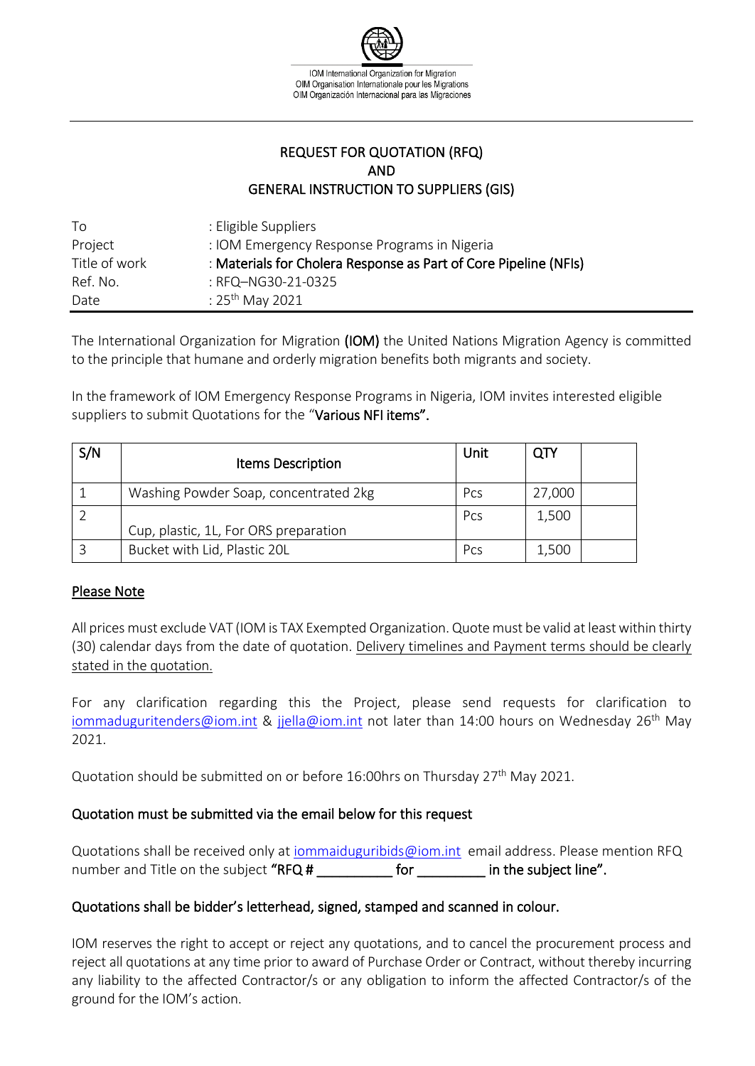IOM International Organization for Migration
OIM Organisation Internationale pour les Migrations
OIM Organización Internacional para las Migraciones

# REQUEST FOR QUOTATION (RFQ) AND GENERAL INSTRUCTION TO SUPPLIERS (GIS)

| | |
|---|---|
| To | : Eligible Suppliers |
| Project | : IOM Emergency Response Programs in Nigeria |
| Title of work | : **Materials for Cholera Response as Part of Core Pipeline (NFIs)** |
| Ref. No. | : RFQ–NG30-21-0325 |
| Date | : 25th May 2021 |

The International Organization for Migration **(IOM)** the United Nations Migration Agency is committed to the principle that humane and orderly migration benefits both migrants and society.

In the framework of IOM Emergency Response Programs in Nigeria, IOM invites interested eligible suppliers to submit Quotations for the "**Various NFI items".**

| S/N | Items Description | Unit | QTY | |
|---|---|---|---|---|
| 1 | Washing Powder Soap, concentrated 2kg | Pcs | 27,000 | |
| 2 | Cup, plastic, 1L, For ORS preparation | Pcs | 1,500 | |
| 3 | Bucket with Lid, Plastic 20L | Pcs | 1,500 | |

## Please Note

All prices must exclude VAT (IOM is TAX Exempted Organization. Quote must be valid at least within thirty (30) calendar days from the date of quotation. Delivery timelines and Payment terms should be clearly stated in the quotation.

For any clarification regarding this the Project, please send requests for clarification to iommaduguritenders@iom.int & jjella@iom.int not later than 14:00 hours on Wednesday 26th May 2021.

Quotation should be submitted on or before 16:00hrs on Thursday 27th May 2021.

### Quotation must be submitted via the email below for this request

Quotations shall be received only at iommaiduguribids@iom.int email address. Please mention RFQ number and Title on the subject **"RFQ # __________ for _________ in the subject line".**

### Quotations shall be bidder's letterhead, signed, stamped and scanned in colour.

IOM reserves the right to accept or reject any quotations, and to cancel the procurement process and reject all quotations at any time prior to award of Purchase Order or Contract, without thereby incurring any liability to the affected Contractor/s or any obligation to inform the affected Contractor/s of the ground for the IOM's action.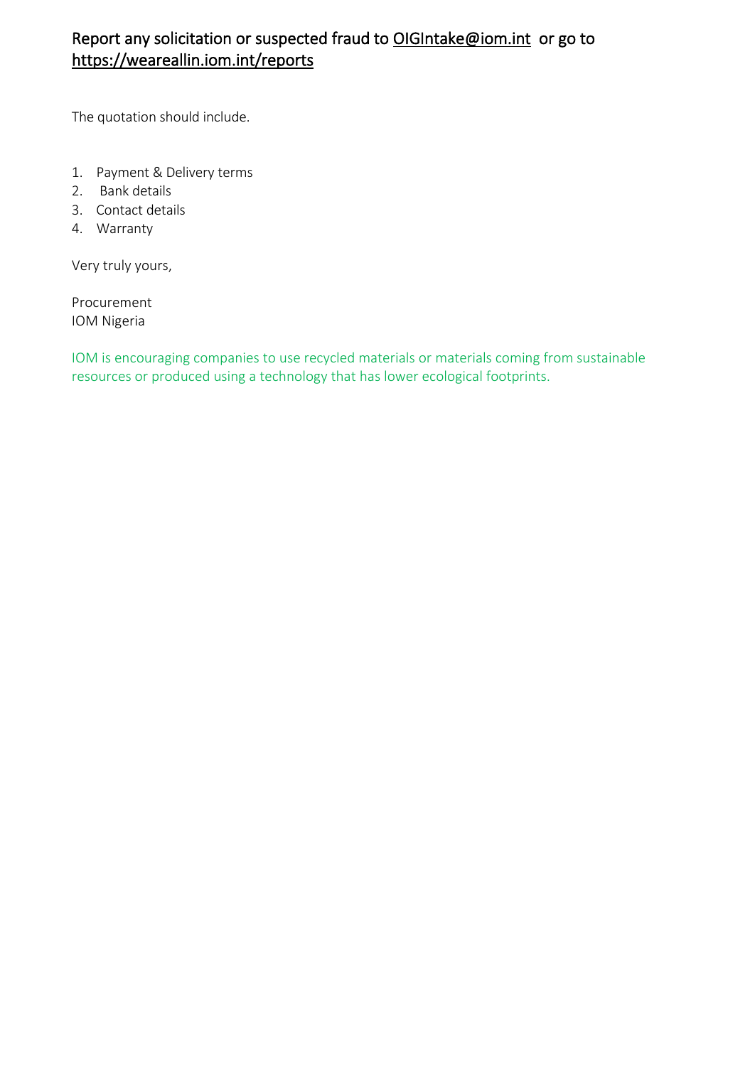Report any solicitation or suspected fraud to OIGIntake@iom.int or go to https://weareallin.iom.int/reports

The quotation should include.

1. Payment & Delivery terms
2. Bank details
3. Contact details
4. Warranty

Very truly yours,

Procurement
IOM Nigeria

IOM is encouraging companies to use recycled materials or materials coming from sustainable resources or produced using a technology that has lower ecological footprints.